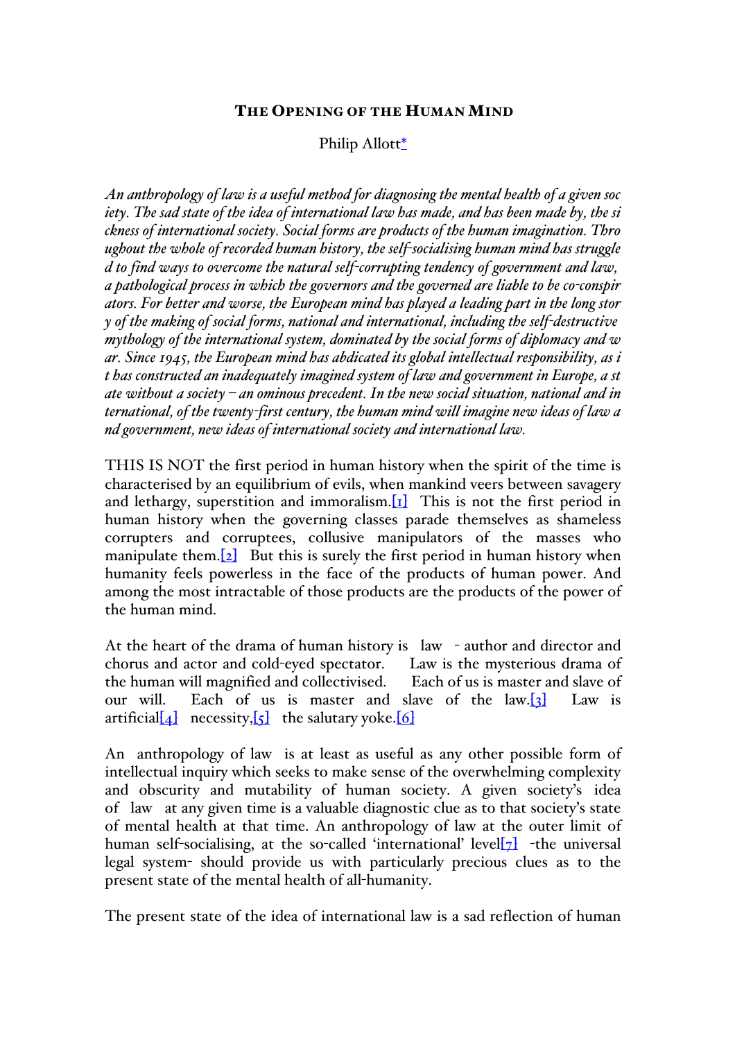**The Opening of the Human Mind**

Philip Allott*

*An anthropology of law is a useful method for diagnosing the mental health of a given society. The sad state of the idea of international law has made, and has been made by, the sickness of international society. Social forms are products of the human imagination. Throughout the whole of recorded human history, the self-socialising human mind has struggled to find ways to overcome the natural self-corrupting tendency of government and law, a pathological process in which the governors and the governed are liable to be co-conspirators. For better and worse, the European mind has played a leading part in the long story of the making of social forms, national and international, including the self-destructive mythology of the international system, dominated by the social forms of diplomacy and war. Since 1945, the European mind has abdicated its global intellectual responsibility, as it has constructed an inadequately imagined system of law and government in Europe, a state without a society – an ominous precedent. In the new social situation, national and international, of the twenty-first century, the human mind will imagine new ideas of law and government, new ideas of international society and international law.*

THIS IS NOT the first period in human history when the spirit of the time is characterised by an equilibrium of evils, when mankind veers between savagery and lethargy, superstition and immoralism.[1] This is not the first period in human history when the governing classes parade themselves as shameless corrupters and corruptees, collusive manipulators of the masses who manipulate them.[2] But this is surely the first period in human history when humanity feels powerless in the face of the products of human power. And among the most intractable of those products are the products of the power of the human mind.

At the heart of the drama of human history is law - author and director and chorus and actor and cold-eyed spectator. Law is the mysterious drama of the human will magnified and collectivised. Each of us is master and slave of our will. Each of us is master and slave of the law.[3] Law is artificial[4] necessity,[5] the salutary yoke.[6]

An anthropology of law is at least as useful as any other possible form of intellectual inquiry which seeks to make sense of the overwhelming complexity and obscurity and mutability of human society. A given society's idea of law at any given time is a valuable diagnostic clue as to that society's state of mental health at that time. An anthropology of law at the outer limit of human self-socialising, at the so-called 'international' level[7] -the universal legal system- should provide us with particularly precious clues as to the present state of the mental health of all-humanity.

The present state of the idea of international law is a sad reflection of human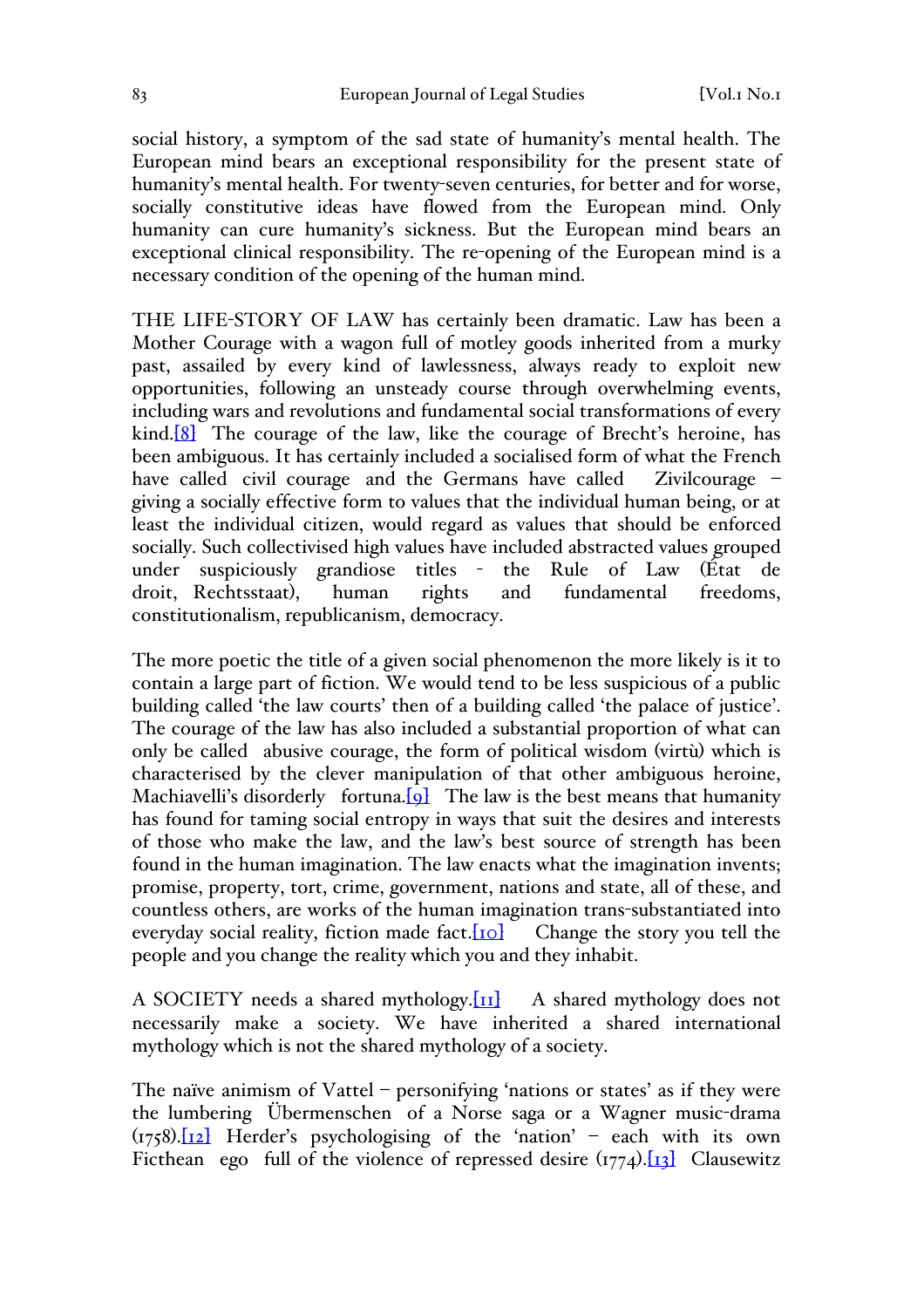social history, a symptom of the sad state of humanity's mental health. The European mind bears an exceptional responsibility for the present state of humanity's mental health. For twenty-seven centuries, for better and for worse, socially constitutive ideas have flowed from the European mind. Only humanity can cure humanity's sickness. But the European mind bears an exceptional clinical responsibility. The re-opening of the European mind is a necessary condition of the opening of the human mind.

THE LIFE-STORY OF LAW has certainly been dramatic. Law has been a Mother Courage with a wagon full of motley goods inherited from a murky past, assailed by every kind of lawlessness, always ready to exploit new opportunities, following an unsteady course through overwhelming events, including wars and revolutions and fundamental social transformations of every kind.[8] The courage of the law, like the courage of Brecht's heroine, has been ambiguous. It has certainly included a socialised form of what the French have called civil courage and the Germans have called Zivilcourage – giving a socially effective form to values that the individual human being, or at least the individual citizen, would regard as values that should be enforced socially. Such collectivised high values have included abstracted values grouped under suspiciously grandiose titles - the Rule of Law (État de droit, Rechtsstaat), human rights and fundamental freedoms, constitutionalism, republicanism, democracy.

The more poetic the title of a given social phenomenon the more likely is it to contain a large part of fiction. We would tend to be less suspicious of a public building called 'the law courts' then of a building called 'the palace of justice'. The courage of the law has also included a substantial proportion of what can only be called abusive courage, the form of political wisdom (virtù) which is characterised by the clever manipulation of that other ambiguous heroine, Machiavelli's disorderly fortuna.[9] The law is the best means that humanity has found for taming social entropy in ways that suit the desires and interests of those who make the law, and the law's best source of strength has been found in the human imagination. The law enacts what the imagination invents; promise, property, tort, crime, government, nations and state, all of these, and countless others, are works of the human imagination trans-substantiated into everyday social reality, fiction made fact.[10] Change the story you tell the people and you change the reality which you and they inhabit.

A SOCIETY needs a shared mythology.[11] A shared mythology does not necessarily make a society. We have inherited a shared international mythology which is not the shared mythology of a society.

The naïve animism of Vattel – personifying 'nations or states' as if they were the lumbering Übermenschen of a Norse saga or a Wagner music-drama (1758).[12] Herder's psychologising of the 'nation' – each with its own Ficthean ego full of the violence of repressed desire (1774).[13] Clausewitz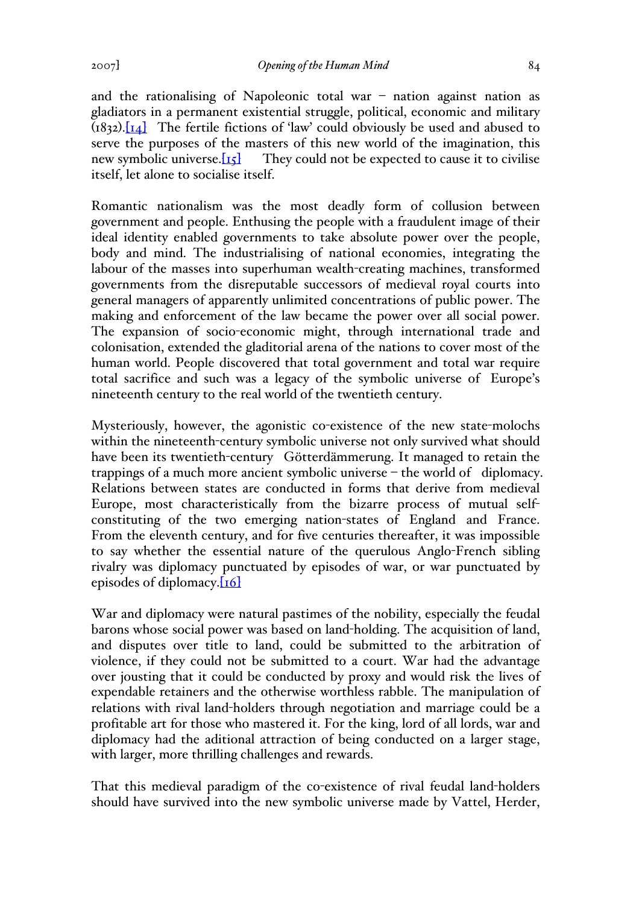and the rationalising of Napoleonic total war – nation against nation as gladiators in a permanent existential struggle, political, economic and military (1832).[14] The fertile fictions of 'law' could obviously be used and abused to serve the purposes of the masters of this new world of the imagination, this new symbolic universe.[15] They could not be expected to cause it to civilise itself, let alone to socialise itself.

Romantic nationalism was the most deadly form of collusion between government and people. Enthusing the people with a fraudulent image of their ideal identity enabled governments to take absolute power over the people, body and mind. The industrialising of national economies, integrating the labour of the masses into superhuman wealth-creating machines, transformed governments from the disreputable successors of medieval royal courts into general managers of apparently unlimited concentrations of public power. The making and enforcement of the law became the power over all social power. The expansion of socio-economic might, through international trade and colonisation, extended the gladitorial arena of the nations to cover most of the human world. People discovered that total government and total war require total sacrifice and such was a legacy of the symbolic universe of Europe's nineteenth century to the real world of the twentieth century.

Mysteriously, however, the agonistic co-existence of the new state-molochs within the nineteenth-century symbolic universe not only survived what should have been its twentieth-century Götterdämmerung. It managed to retain the trappings of a much more ancient symbolic universe – the world of diplomacy. Relations between states are conducted in forms that derive from medieval Europe, most characteristically from the bizarre process of mutual self-constituting of the two emerging nation-states of England and France. From the eleventh century, and for five centuries thereafter, it was impossible to say whether the essential nature of the querulous Anglo-French sibling rivalry was diplomacy punctuated by episodes of war, or war punctuated by episodes of diplomacy.[16]

War and diplomacy were natural pastimes of the nobility, especially the feudal barons whose social power was based on land-holding. The acquisition of land, and disputes over title to land, could be submitted to the arbitration of violence, if they could not be submitted to a court. War had the advantage over jousting that it could be conducted by proxy and would risk the lives of expendable retainers and the otherwise worthless rabble. The manipulation of relations with rival land-holders through negotiation and marriage could be a profitable art for those who mastered it. For the king, lord of all lords, war and diplomacy had the aditional attraction of being conducted on a larger stage, with larger, more thrilling challenges and rewards.

That this medieval paradigm of the co-existence of rival feudal land-holders should have survived into the new symbolic universe made by Vattel, Herder,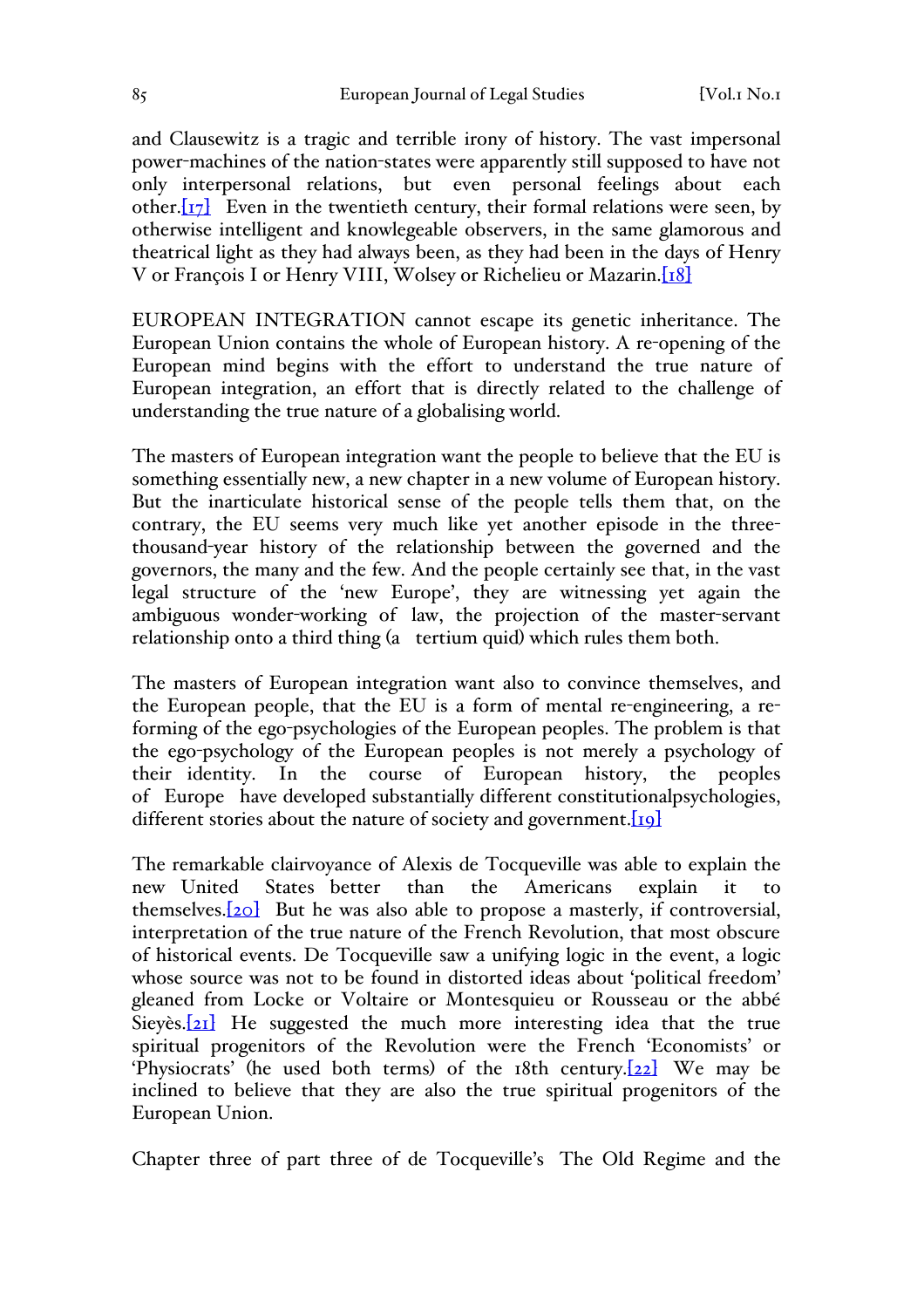and Clausewitz is a tragic and terrible irony of history. The vast impersonal power-machines of the nation-states were apparently still supposed to have not only interpersonal relations, but even personal feelings about each other.[17] Even in the twentieth century, their formal relations were seen, by otherwise intelligent and knowlegeable observers, in the same glamorous and theatrical light as they had always been, as they had been in the days of Henry V or François I or Henry VIII, Wolsey or Richelieu or Mazarin.[18]

EUROPEAN INTEGRATION cannot escape its genetic inheritance. The European Union contains the whole of European history. A re-opening of the European mind begins with the effort to understand the true nature of European integration, an effort that is directly related to the challenge of understanding the true nature of a globalising world.

The masters of European integration want the people to believe that the EU is something essentially new, a new chapter in a new volume of European history. But the inarticulate historical sense of the people tells them that, on the contrary, the EU seems very much like yet another episode in the three-thousand-year history of the relationship between the governed and the governors, the many and the few. And the people certainly see that, in the vast legal structure of the 'new Europe', they are witnessing yet again the ambiguous wonder-working of law, the projection of the master-servant relationship onto a third thing (a *tertium quid*) which rules them both.

The masters of European integration want also to convince themselves, and the European people, that the EU is a form of mental re-engineering, a re-forming of the ego-psychologies of the European peoples. The problem is that the ego-psychology of the European peoples is not merely a psychology of their identity. In the course of European history, the peoples of Europe have developed substantially different constitutionalpsychologies, different stories about the nature of society and government.[19]

The remarkable clairvoyance of Alexis de Tocqueville was able to explain the new United States better than the Americans explain it to themselves.[20] But he was also able to propose a masterly, if controversial, interpretation of the true nature of the French Revolution, that most obscure of historical events. De Tocqueville saw a unifying logic in the event, a logic whose source was not to be found in distorted ideas about 'political freedom' gleaned from Locke or Voltaire or Montesquieu or Rousseau or the abbé Sieyès.[21] He suggested the much more interesting idea that the true spiritual progenitors of the Revolution were the French 'Economists' or 'Physiocrats' (he used both terms) of the 18th century.[22] We may be inclined to believe that they are also the true spiritual progenitors of the European Union.

Chapter three of part three of de Tocqueville's *The Old Regime and the*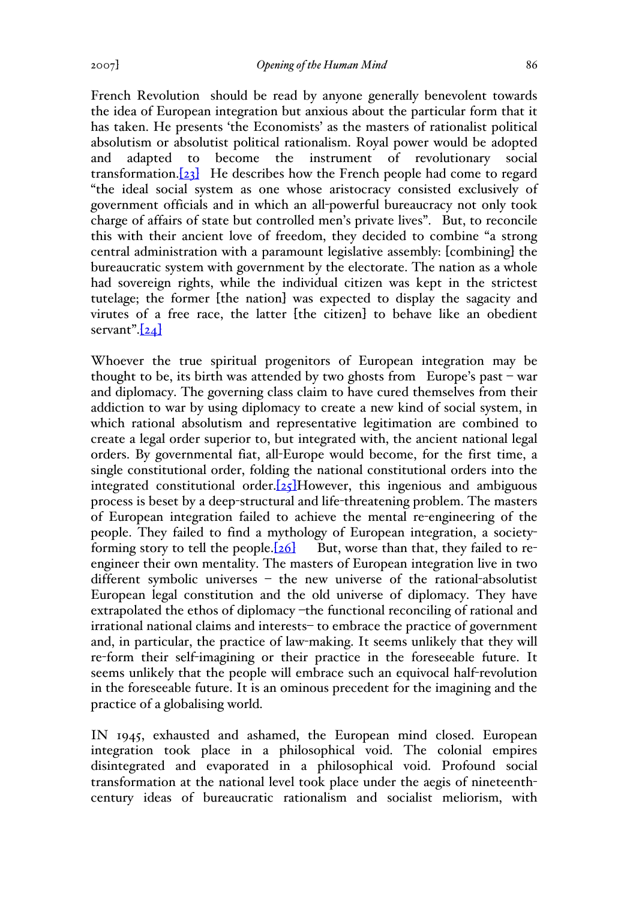French Revolution should be read by anyone generally benevolent towards the idea of European integration but anxious about the particular form that it has taken. He presents 'the Economists' as the masters of rationalist political absolutism or absolutist political rationalism. Royal power would be adopted and adapted to become the instrument of revolutionary social transformation.[23] He describes how the French people had come to regard "the ideal social system as one whose aristocracy consisted exclusively of government officials and in which an all-powerful bureaucracy not only took charge of affairs of state but controlled men's private lives". But, to reconcile this with their ancient love of freedom, they decided to combine "a strong central administration with a paramount legislative assembly: [combining] the bureaucratic system with government by the electorate. The nation as a whole had sovereign rights, while the individual citizen was kept in the strictest tutelage; the former [the nation] was expected to display the sagacity and virutes of a free race, the latter [the citizen] to behave like an obedient servant".[24]

Whoever the true spiritual progenitors of European integration may be thought to be, its birth was attended by two ghosts from Europe's past – war and diplomacy. The governing class claim to have cured themselves from their addiction to war by using diplomacy to create a new kind of social system, in which rational absolutism and representative legitimation are combined to create a legal order superior to, but integrated with, the ancient national legal orders. By governmental fiat, all-Europe would become, for the first time, a single constitutional order, folding the national constitutional orders into the integrated constitutional order.[25]However, this ingenious and ambiguous process is beset by a deep-structural and life-threatening problem. The masters of European integration failed to achieve the mental re-engineering of the people. They failed to find a mythology of European integration, a society-forming story to tell the people.[26] But, worse than that, they failed to re-engineer their own mentality. The masters of European integration live in two different symbolic universes – the new universe of the rational-absolutist European legal constitution and the old universe of diplomacy. They have extrapolated the ethos of diplomacy –the functional reconciling of rational and irrational national claims and interests– to embrace the practice of government and, in particular, the practice of law-making. It seems unlikely that they will re-form their self-imagining or their practice in the foreseeable future. It seems unlikely that the people will embrace such an equivocal half-revolution in the foreseeable future. It is an ominous precedent for the imagining and the practice of a globalising world.

IN 1945, exhausted and ashamed, the European mind closed. European integration took place in a philosophical void. The colonial empires disintegrated and evaporated in a philosophical void. Profound social transformation at the national level took place under the aegis of nineteenth-century ideas of bureaucratic rationalism and socialist meliorism, with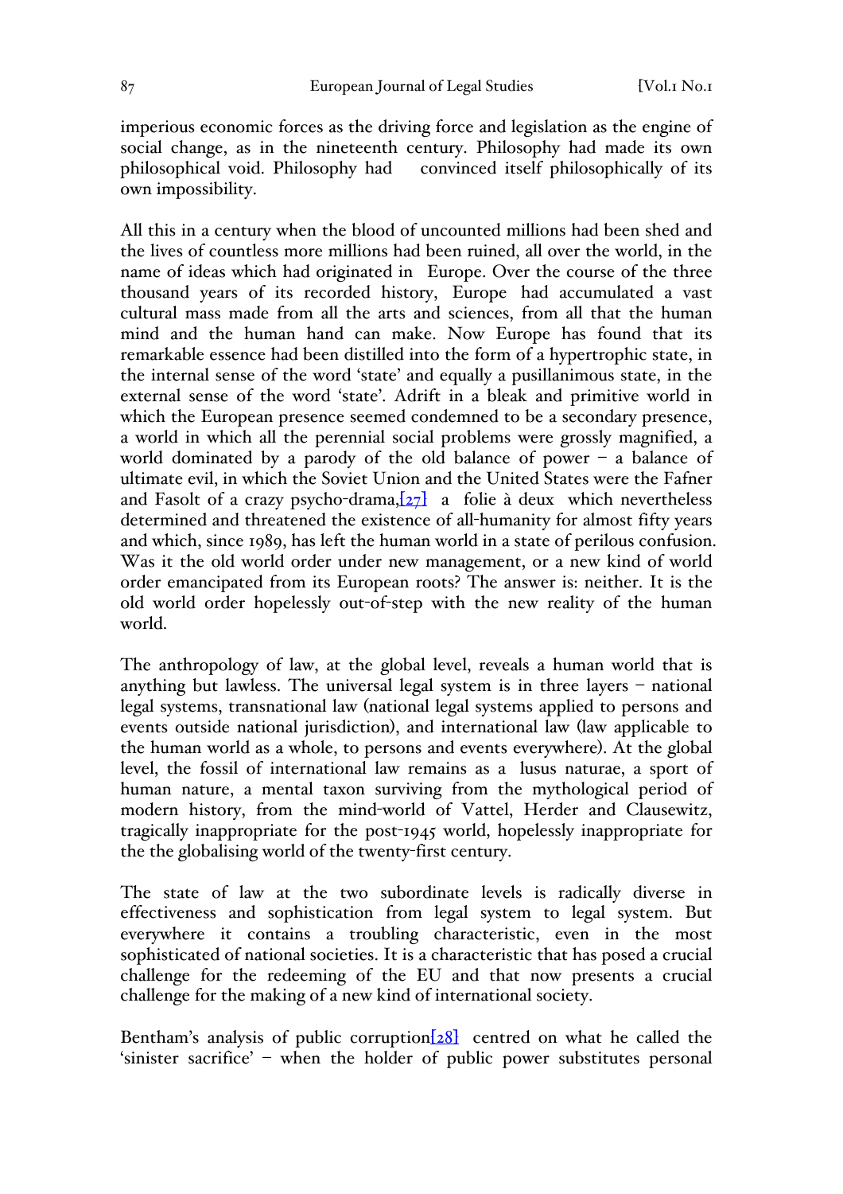imperious economic forces as the driving force and legislation as the engine of social change, as in the nineteenth century. Philosophy had made its own philosophical void. Philosophy had convinced itself philosophically of its own impossibility.

All this in a century when the blood of uncounted millions had been shed and the lives of countless more millions had been ruined, all over the world, in the name of ideas which had originated in Europe. Over the course of the three thousand years of its recorded history, Europe had accumulated a vast cultural mass made from all the arts and sciences, from all that the human mind and the human hand can make. Now Europe has found that its remarkable essence had been distilled into the form of a hypertrophic state, in the internal sense of the word 'state' and equally a pusillanimous state, in the external sense of the word 'state'. Adrift in a bleak and primitive world in which the European presence seemed condemned to be a secondary presence, a world in which all the perennial social problems were grossly magnified, a world dominated by a parody of the old balance of power – a balance of ultimate evil, in which the Soviet Union and the United States were the Fafner and Fasolt of a crazy psycho-drama,[27] a folie à deux which nevertheless determined and threatened the existence of all-humanity for almost fifty years and which, since 1989, has left the human world in a state of perilous confusion. Was it the old world order under new management, or a new kind of world order emancipated from its European roots? The answer is: neither. It is the old world order hopelessly out-of-step with the new reality of the human world.

The anthropology of law, at the global level, reveals a human world that is anything but lawless. The universal legal system is in three layers – national legal systems, transnational law (national legal systems applied to persons and events outside national jurisdiction), and international law (law applicable to the human world as a whole, to persons and events everywhere). At the global level, the fossil of international law remains as a lusus naturae, a sport of human nature, a mental taxon surviving from the mythological period of modern history, from the mind-world of Vattel, Herder and Clausewitz, tragically inappropriate for the post-1945 world, hopelessly inappropriate for the the globalising world of the twenty-first century.

The state of law at the two subordinate levels is radically diverse in effectiveness and sophistication from legal system to legal system. But everywhere it contains a troubling characteristic, even in the most sophisticated of national societies. It is a characteristic that has posed a crucial challenge for the redeeming of the EU and that now presents a crucial challenge for the making of a new kind of international society.

Bentham's analysis of public corruption[28] centred on what he called the 'sinister sacrifice' – when the holder of public power substitutes personal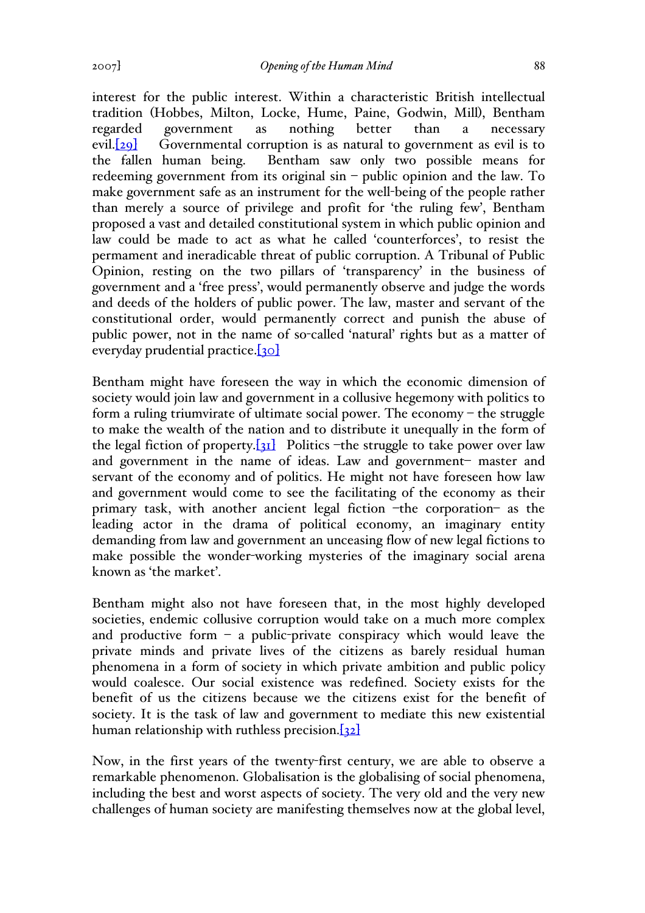interest for the public interest. Within a characteristic British intellectual tradition (Hobbes, Milton, Locke, Hume, Paine, Godwin, Mill), Bentham regarded government as nothing better than a necessary evil.[29] Governmental corruption is as natural to government as evil is to the fallen human being. Bentham saw only two possible means for redeeming government from its original sin – public opinion and the law. To make government safe as an instrument for the well-being of the people rather than merely a source of privilege and profit for 'the ruling few', Bentham proposed a vast and detailed constitutional system in which public opinion and law could be made to act as what he called 'counterforces', to resist the permament and ineradicable threat of public corruption. A Tribunal of Public Opinion, resting on the two pillars of 'transparency' in the business of government and a 'free press', would permanently observe and judge the words and deeds of the holders of public power. The law, master and servant of the constitutional order, would permanently correct and punish the abuse of public power, not in the name of so-called 'natural' rights but as a matter of everyday prudential practice.[30]

Bentham might have foreseen the way in which the economic dimension of society would join law and government in a collusive hegemony with politics to form a ruling triumvirate of ultimate social power. The economy – the struggle to make the wealth of the nation and to distribute it unequally in the form of the legal fiction of property.[31] Politics –the struggle to take power over law and government in the name of ideas. Law and government– master and servant of the economy and of politics. He might not have foreseen how law and government would come to see the facilitating of the economy as their primary task, with another ancient legal fiction –the corporation– as the leading actor in the drama of political economy, an imaginary entity demanding from law and government an unceasing flow of new legal fictions to make possible the wonder-working mysteries of the imaginary social arena known as 'the market'.

Bentham might also not have foreseen that, in the most highly developed societies, endemic collusive corruption would take on a much more complex and productive form – a public-private conspiracy which would leave the private minds and private lives of the citizens as barely residual human phenomena in a form of society in which private ambition and public policy would coalesce. Our social existence was redefined. Society exists for the benefit of us the citizens because we the citizens exist for the benefit of society. It is the task of law and government to mediate this new existential human relationship with ruthless precision.[32]

Now, in the first years of the twenty-first century, we are able to observe a remarkable phenomenon. Globalisation is the globalising of social phenomena, including the best and worst aspects of society. The very old and the very new challenges of human society are manifesting themselves now at the global level,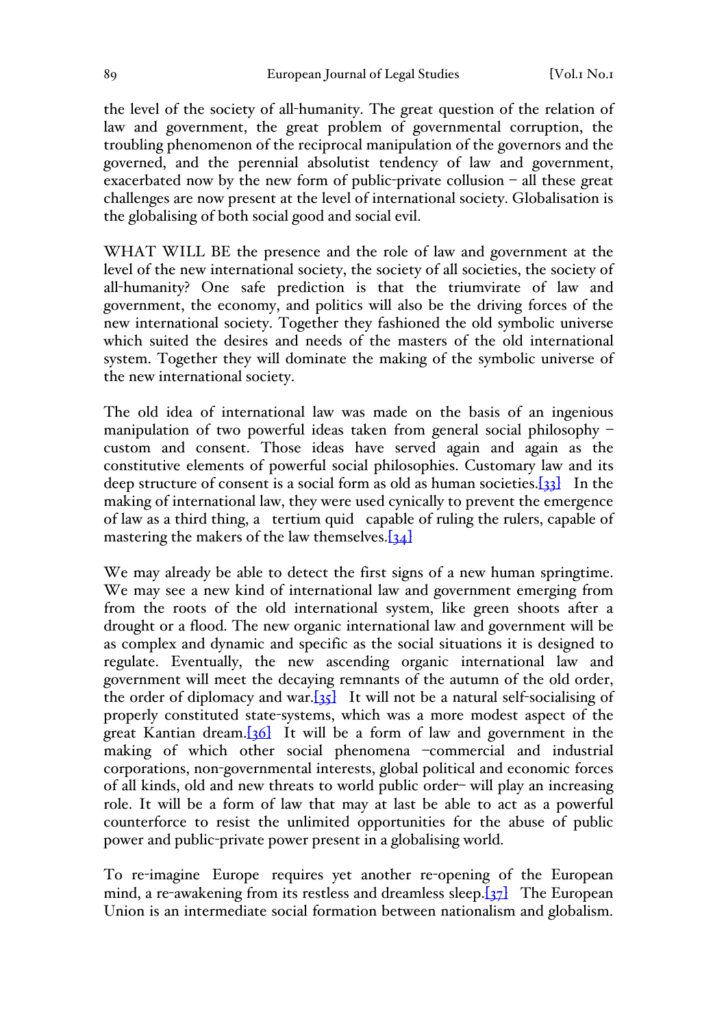the level of the society of all-humanity. The great question of the relation of law and government, the great problem of governmental corruption, the troubling phenomenon of the reciprocal manipulation of the governors and the governed, and the perennial absolutist tendency of law and government, exacerbated now by the new form of public-private collusion – all these great challenges are now present at the level of international society. Globalisation is the globalising of both social good and social evil.

WHAT WILL BE the presence and the role of law and government at the level of the new international society, the society of all societies, the society of all-humanity? One safe prediction is that the triumvirate of law and government, the economy, and politics will also be the driving forces of the new international society. Together they fashioned the old symbolic universe which suited the desires and needs of the masters of the old international system. Together they will dominate the making of the symbolic universe of the new international society.

The old idea of international law was made on the basis of an ingenious manipulation of two powerful ideas taken from general social philosophy – custom and consent. Those ideas have served again and again as the constitutive elements of powerful social philosophies. Customary law and its deep structure of consent is a social form as old as human societies.[33] In the making of international law, they were used cynically to prevent the emergence of law as a third thing, a tertium quid capable of ruling the rulers, capable of mastering the makers of the law themselves.[34]

We may already be able to detect the first signs of a new human springtime. We may see a new kind of international law and government emerging from from the roots of the old international system, like green shoots after a drought or a flood. The new organic international law and government will be as complex and dynamic and specific as the social situations it is designed to regulate. Eventually, the new ascending organic international law and government will meet the decaying remnants of the autumn of the old order, the order of diplomacy and war.[35] It will not be a natural self-socialising of properly constituted state-systems, which was a more modest aspect of the great Kantian dream.[36] It will be a form of law and government in the making of which other social phenomena –commercial and industrial corporations, non-governmental interests, global political and economic forces of all kinds, old and new threats to world public order– will play an increasing role. It will be a form of law that may at last be able to act as a powerful counterforce to resist the unlimited opportunities for the abuse of public power and public-private power present in a globalising world.

To re-imagine Europe requires yet another re-opening of the European mind, a re-awakening from its restless and dreamless sleep.[37] The European Union is an intermediate social formation between nationalism and globalism.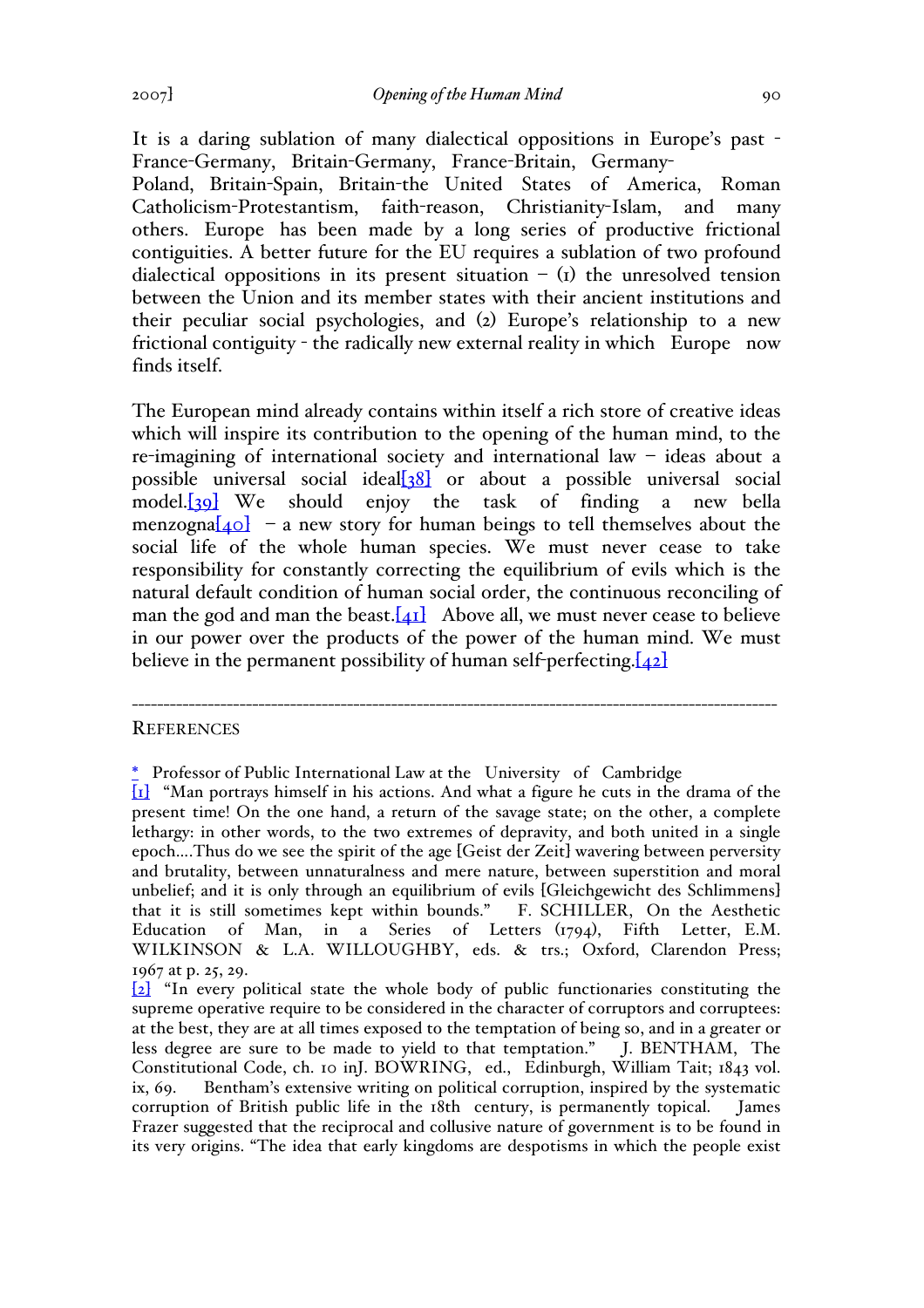It is a daring sublation of many dialectical oppositions in Europe's past - France-Germany, Britain-Germany, France-Britain, Germany-Poland, Britain-Spain, Britain-the United States of America, Roman Catholicism-Protestantism, faith-reason, Christianity-Islam, and many others. Europe has been made by a long series of productive frictional contiguities. A better future for the EU requires a sublation of two profound dialectical oppositions in its present situation – (1) the unresolved tension between the Union and its member states with their ancient institutions and their peculiar social psychologies, and (2) Europe's relationship to a new frictional contiguity - the radically new external reality in which Europe now finds itself.

The European mind already contains within itself a rich store of creative ideas which will inspire its contribution to the opening of the human mind, to the re-imagining of international society and international law – ideas about a possible universal social ideal[38] or about a possible universal social model.[39] We should enjoy the task of finding a new bella menzogna[40] – a new story for human beings to tell themselves about the social life of the whole human species. We must never cease to take responsibility for constantly correcting the equilibrium of evils which is the natural default condition of human social order, the continuous reconciling of man the god and man the beast.[41] Above all, we must never cease to believe in our power over the products of the power of the human mind. We must believe in the permanent possibility of human self-perfecting.[42]

---

REFERENCES

[*] Professor of Public International Law at the University of Cambridge

[1] "Man portrays himself in his actions. And what a figure he cuts in the drama of the present time! On the one hand, a return of the savage state; on the other, a complete lethargy: in other words, to the two extremes of depravity, and both united in a single epoch....Thus do we see the spirit of the age [Geist der Zeit] wavering between perversity and brutality, between unnaturalness and mere nature, between superstition and moral unbelief; and it is only through an equilibrium of evils [Gleichgewicht des Schlimmens] that it is still sometimes kept within bounds." F. SCHILLER, On the Aesthetic Education of Man, in a Series of Letters (1794), Fifth Letter, E.M. WILKINSON & L.A. WILLOUGHBY, eds. & trs.; Oxford, Clarendon Press; 1967 at p. 25, 29.

[2] "In every political state the whole body of public functionaries constituting the supreme operative require to be considered in the character of corruptors and corruptees: at the best, they are at all times exposed to the temptation of being so, and in a greater or less degree are sure to be made to yield to that temptation." J. BENTHAM, The Constitutional Code, ch. 10 inJ. BOWRING, ed., Edinburgh, William Tait; 1843 vol. ix, 69. Bentham's extensive writing on political corruption, inspired by the systematic corruption of British public life in the 18th century, is permanently topical. James Frazer suggested that the reciprocal and collusive nature of government is to be found in its very origins. "The idea that early kingdoms are despotisms in which the people exist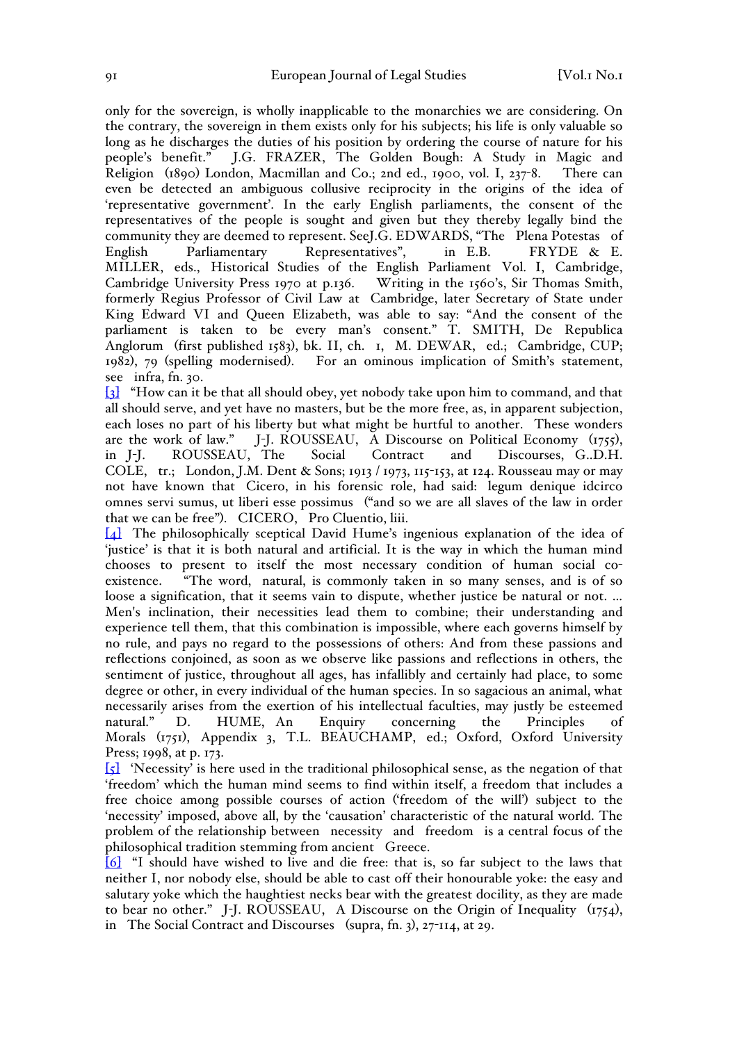only for the sovereign, is wholly inapplicable to the monarchies we are considering. On the contrary, the sovereign in them exists only for his subjects; his life is only valuable so long as he discharges the duties of his position by ordering the course of nature for his people's benefit." J.G. FRAZER, *The Golden Bough: A Study in Magic and Religion* (1890) London, Macmillan and Co.; 2nd ed., 1900, vol. I, 237-8. There can even be detected an ambiguous collusive reciprocity in the origins of the idea of 'representative government'. In the early English parliaments, the consent of the representatives of the people is sought and given but they thereby legally bind the community they are deemed to represent. SeeJ.G. EDWARDS, "The *Plena Potestas* of English Parliamentary Representatives", in E.B. FRYDE & E. MILLER, eds., *Historical Studies of the English Parliament* Vol. I, Cambridge, Cambridge University Press 1970 at p.136. Writing in the 1560's, Sir Thomas Smith, formerly Regius Professor of Civil Law at Cambridge, later Secretary of State under King Edward VI and Queen Elizabeth, was able to say: "And the consent of the parliament is taken to be every man's consent." T. SMITH, *De Republica Anglorum* (first published 1583), bk. II, ch. 1, M. DEWAR, ed.; Cambridge, CUP; 1982), 79 (spelling modernised). For an ominous implication of Smith's statement, see *infra*, fn. 30.

[3] "How can it be that all should obey, yet nobody take upon him to command, and that all should serve, and yet have no masters, but be the more free, as, in apparent subjection, each loses no part of his liberty but what might be hurtful to another. These wonders are the work of law." J-J. ROUSSEAU, *A Discourse on Political Economy* (1755), in J-J. ROUSSEAU, *The Social Contract and Discourses*, G..D.H. COLE, tr.; London, J.M. Dent & Sons; 1913 / 1973, 115-153, at 124. Rousseau may or may not have known that Cicero, in his forensic role, had said: *legum denique idcirco omnes servi sumus, ut liberi esse possimus* ("and so we are all slaves of the law in order that we can be free"). CICERO, *Pro Cluentio*, liii.

[4] The philosophically sceptical David Hume's ingenious explanation of the idea of 'justice' is that it is both natural and artificial. It is the way in which the human mind chooses to present to itself the most necessary condition of human social co-existence. "The word, *natural*, is commonly taken in so many senses, and is of so loose a signification, that it seems vain to dispute, whether justice be natural or not. ... Men's inclination, their necessities lead them to combine; their understanding and experience tell them, that this combination is impossible, where each governs himself by no rule, and pays no regard to the possessions of others: And from these passions and reflections conjoined, as soon as we observe like passions and reflections in others, the sentiment of justice, throughout all ages, has infallibly and certainly had place, to some degree or other, in every individual of the human species. In so sagacious an animal, what necessarily arises from the exertion of his intellectual faculties, may justly be esteemed natural." D. HUME, *An Enquiry concerning the Principles of Morals* (1751), Appendix 3, T.L. BEAUCHAMP, ed.; Oxford, Oxford University Press; 1998, at p. 173.

[5] 'Necessity' is here used in the traditional philosophical sense, as the negation of that 'freedom' which the human mind seems to find within itself, a freedom that includes a free choice among possible courses of action ('freedom of the will') subject to the 'necessity' imposed, above all, by the 'causation' characteristic of the natural world. The problem of the relationship between *necessity* and *freedom* is a central focus of the philosophical tradition stemming from ancient Greece.

[6] "I should have wished to live and die free: that is, so far subject to the laws that neither I, nor nobody else, should be able to cast off their honourable yoke: the easy and salutary yoke which the haughtiest necks bear with the greatest docility, as they are made to bear no other." J-J. ROUSSEAU, *A Discourse on the Origin of Inequality* (1754), in *The Social Contract and Discourses* (supra, fn. 3), 27-114, at 29.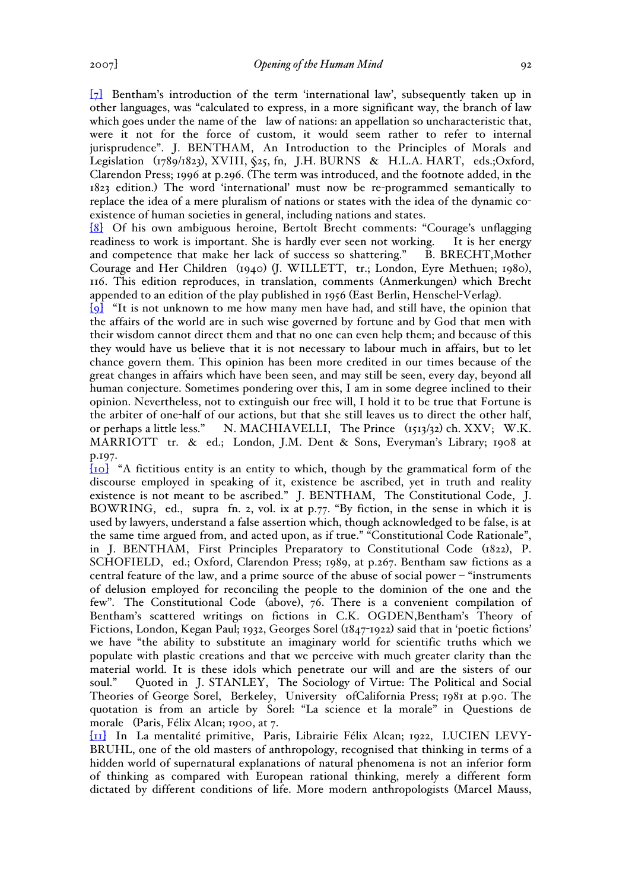[7] Bentham's introduction of the term 'international law', subsequently taken up in other languages, was "calculated to express, in a more significant way, the branch of law which goes under the name of the law of nations: an appellation so uncharacteristic that, were it not for the force of custom, it would seem rather to refer to internal jurisprudence". J. BENTHAM, An Introduction to the Principles of Morals and Legislation (1789/1823), XVIII, §25, fn, J.H. BURNS & H.L.A. HART, eds.;Oxford, Clarendon Press; 1996 at p.296. (The term was introduced, and the footnote added, in the 1823 edition.) The word 'international' must now be re-programmed semantically to replace the idea of a mere pluralism of nations or states with the idea of the dynamic co-existence of human societies in general, including nations and states.

[8] Of his own ambiguous heroine, Bertolt Brecht comments: "Courage's unflagging readiness to work is important. She is hardly ever seen not working. It is her energy and competence that make her lack of success so shattering." B. BRECHT,Mother Courage and Her Children (1940) (J. WILLETT, tr.; London, Eyre Methuen; 1980), 116. This edition reproduces, in translation, comments (Anmerkungen) which Brecht appended to an edition of the play published in 1956 (East Berlin, Henschel-Verlag).

[9] "It is not unknown to me how many men have had, and still have, the opinion that the affairs of the world are in such wise governed by fortune and by God that men with their wisdom cannot direct them and that no one can even help them; and because of this they would have us believe that it is not necessary to labour much in affairs, but to let chance govern them. This opinion has been more credited in our times because of the great changes in affairs which have been seen, and may still be seen, every day, beyond all human conjecture. Sometimes pondering over this, I am in some degree inclined to their opinion. Nevertheless, not to extinguish our free will, I hold it to be true that Fortune is the arbiter of one-half of our actions, but that she still leaves us to direct the other half, or perhaps a little less." N. MACHIAVELLI, The Prince (1513/32) ch. XXV; W.K. MARRIOTT tr. & ed.; London, J.M. Dent & Sons, Everyman's Library; 1908 at p.197.

[10] "A fictitious entity is an entity to which, though by the grammatical form of the discourse employed in speaking of it, existence be ascribed, yet in truth and reality existence is not meant to be ascribed." J. BENTHAM, The Constitutional Code, J. BOWRING, ed., supra fn. 2, vol. ix at p.77. "By fiction, in the sense in which it is used by lawyers, understand a false assertion which, though acknowledged to be false, is at the same time argued from, and acted upon, as if true." "Constitutional Code Rationale", in J. BENTHAM, First Principles Preparatory to Constitutional Code (1822), P. SCHOFIELD, ed.; Oxford, Clarendon Press; 1989, at p.267. Bentham saw fictions as a central feature of the law, and a prime source of the abuse of social power – "instruments of delusion employed for reconciling the people to the dominion of the one and the few". The Constitutional Code (above), 76. There is a convenient compilation of Bentham's scattered writings on fictions in C.K. OGDEN,Bentham's Theory of Fictions, London, Kegan Paul; 1932, Georges Sorel (1847-1922) said that in 'poetic fictions' we have "the ability to substitute an imaginary world for scientific truths which we populate with plastic creations and that we perceive with much greater clarity than the material world. It is these idols which penetrate our will and are the sisters of our soul." Quoted in J. STANLEY, The Sociology of Virtue: The Political and Social Theories of George Sorel, Berkeley, University ofCalifornia Press; 1981 at p.90. The quotation is from an article by Sorel: "La science et la morale" in Questions de morale (Paris, Félix Alcan; 1900, at 7.

[11] In La mentalité primitive, Paris, Librairie Félix Alcan; 1922, LUCIEN LEVY-BRUHL, one of the old masters of anthropology, recognised that thinking in terms of a hidden world of supernatural explanations of natural phenomena is not an inferior form of thinking as compared with European rational thinking, merely a different form dictated by different conditions of life. More modern anthropologists (Marcel Mauss,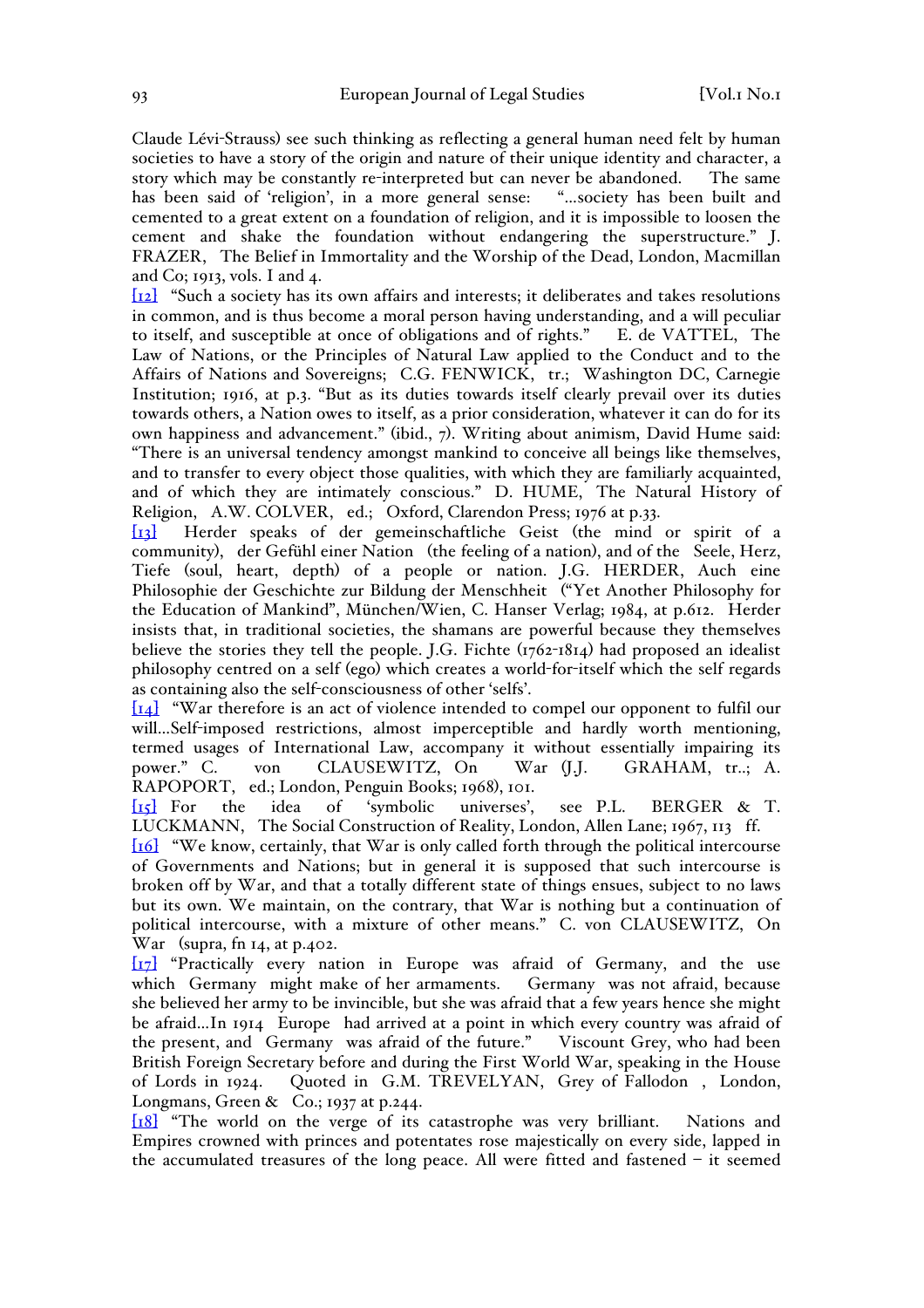Claude Lévi-Strauss) see such thinking as reflecting a general human need felt by human societies to have a story of the origin and nature of their unique identity and character, a story which may be constantly re-interpreted but can never be abandoned. The same has been said of 'religion', in a more general sense: "...society has been built and cemented to a great extent on a foundation of religion, and it is impossible to loosen the cement and shake the foundation without endangering the superstructure." J. FRAZER, The Belief in Immortality and the Worship of the Dead, London, Macmillan and Co; 1913, vols. I and 4.

[12] "Such a society has its own affairs and interests; it deliberates and takes resolutions in common, and is thus become a moral person having understanding, and a will peculiar to itself, and susceptible at once of obligations and of rights." E. de VATTEL, The Law of Nations, or the Principles of Natural Law applied to the Conduct and to the Affairs of Nations and Sovereigns; C.G. FENWICK, tr.; Washington DC, Carnegie Institution; 1916, at p.3. "But as its duties towards itself clearly prevail over its duties towards others, a Nation owes to itself, as a prior consideration, whatever it can do for its own happiness and advancement." (ibid., 7). Writing about animism, David Hume said: "There is an universal tendency amongst mankind to conceive all beings like themselves, and to transfer to every object those qualities, with which they are familiarly acquainted, and of which they are intimately conscious." D. HUME, The Natural History of Religion, A.W. COLVER, ed.; Oxford, Clarendon Press; 1976 at p.33.

[13] Herder speaks of der gemeinschaftliche Geist (the mind or spirit of a community), der Gefühl einer Nation (the feeling of a nation), and of the Seele, Herz, Tiefe (soul, heart, depth) of a people or nation. J.G. HERDER, Auch eine Philosophie der Geschichte zur Bildung der Menschheit ("Yet Another Philosophy for the Education of Mankind", München/Wien, C. Hanser Verlag; 1984, at p.612. Herder insists that, in traditional societies, the shamans are powerful because they themselves believe the stories they tell the people. J.G. Fichte (1762-1814) had proposed an idealist philosophy centred on a self (ego) which creates a world-for-itself which the self regards as containing also the self-consciousness of other 'selfs'.

[14] "War therefore is an act of violence intended to compel our opponent to fulfil our will...Self-imposed restrictions, almost imperceptible and hardly worth mentioning, termed usages of International Law, accompany it without essentially impairing its power." C. von CLAUSEWITZ, On War (J.J. GRAHAM, tr..; A. RAPOPORT, ed.; London, Penguin Books; 1968), 101.

[15] For the idea of 'symbolic universes', see P.L. BERGER & T. LUCKMANN, The Social Construction of Reality, London, Allen Lane; 1967, 113 ff.

[16] "We know, certainly, that War is only called forth through the political intercourse of Governments and Nations; but in general it is supposed that such intercourse is broken off by War, and that a totally different state of things ensues, subject to no laws but its own. We maintain, on the contrary, that War is nothing but a continuation of political intercourse, with a mixture of other means." C. von CLAUSEWITZ, On War (supra, fn 14, at p.402.

[17] "Practically every nation in Europe was afraid of Germany, and the use which Germany might make of her armaments. Germany was not afraid, because she believed her army to be invincible, but she was afraid that a few years hence she might be afraid...In 1914 Europe had arrived at a point in which every country was afraid of the present, and Germany was afraid of the future." Viscount Grey, who had been British Foreign Secretary before and during the First World War, speaking in the House of Lords in 1924. Quoted in G.M. TREVELYAN, Grey of Fallodon , London, Longmans, Green & Co.; 1937 at p.244.

[18] "The world on the verge of its catastrophe was very brilliant. Nations and Empires crowned with princes and potentates rose majestically on every side, lapped in the accumulated treasures of the long peace. All were fitted and fastened – it seemed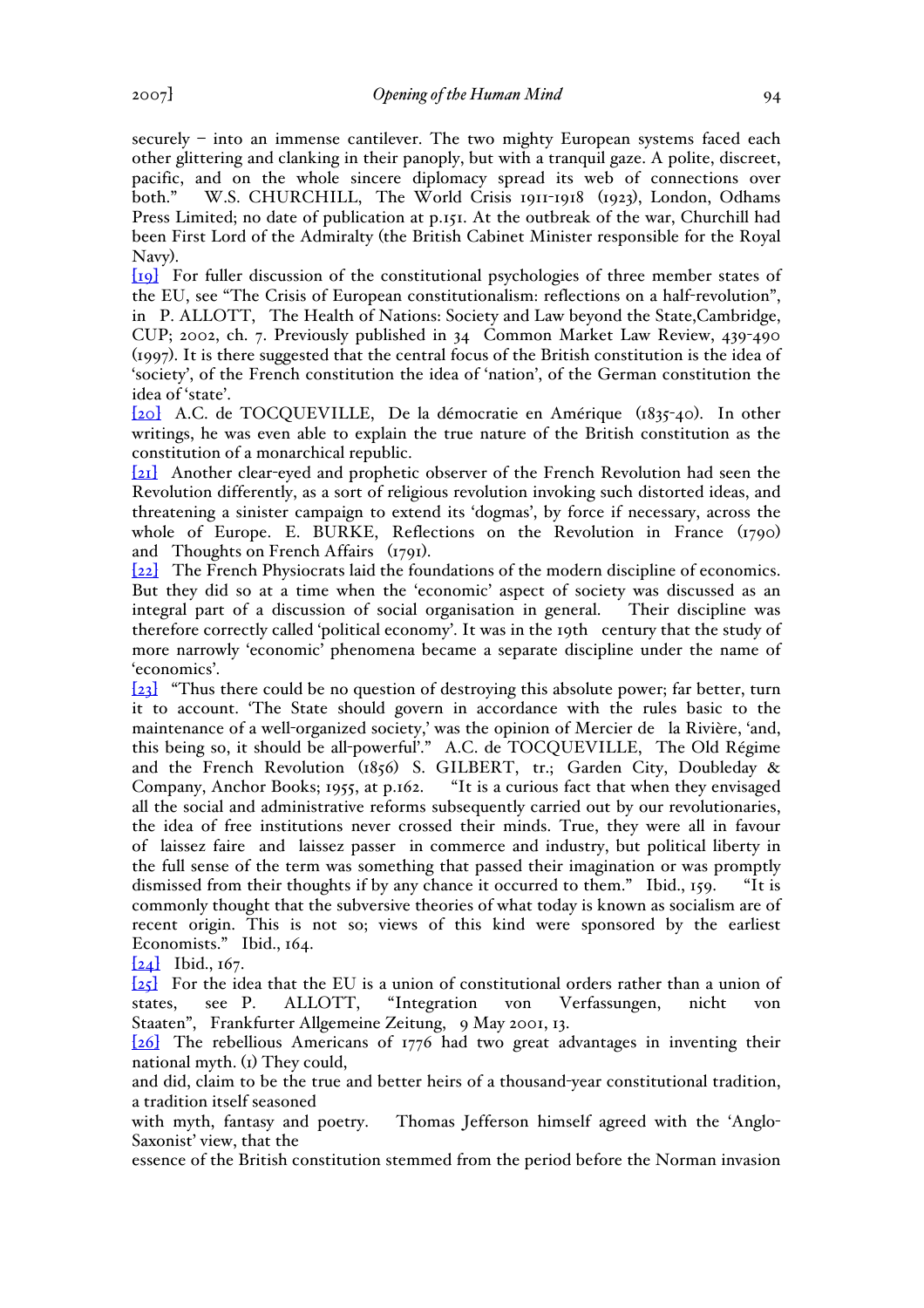securely – into an immense cantilever. The two mighty European systems faced each other glittering and clanking in their panoply, but with a tranquil gaze. A polite, discreet, pacific, and on the whole sincere diplomacy spread its web of connections over both." W.S. CHURCHILL, The World Crisis 1911-1918 (1923), London, Odhams Press Limited; no date of publication at p.151. At the outbreak of the war, Churchill had been First Lord of the Admiralty (the British Cabinet Minister responsible for the Royal Navy).

[19] For fuller discussion of the constitutional psychologies of three member states of the EU, see "The Crisis of European constitutionalism: reflections on a half-revolution", in P. ALLOTT, The Health of Nations: Society and Law beyond the State,Cambridge, CUP; 2002, ch. 7. Previously published in 34 Common Market Law Review, 439-490 (1997). It is there suggested that the central focus of the British constitution is the idea of 'society', of the French constitution the idea of 'nation', of the German constitution the idea of 'state'.

[20] A.C. de TOCQUEVILLE, De la démocratie en Amérique (1835-40). In other writings, he was even able to explain the true nature of the British constitution as the constitution of a monarchical republic.

[21] Another clear-eyed and prophetic observer of the French Revolution had seen the Revolution differently, as a sort of religious revolution invoking such distorted ideas, and threatening a sinister campaign to extend its 'dogmas', by force if necessary, across the whole of Europe. E. BURKE, Reflections on the Revolution in France (1790) and Thoughts on French Affairs (1791).

[22] The French Physiocrats laid the foundations of the modern discipline of economics. But they did so at a time when the 'economic' aspect of society was discussed as an integral part of a discussion of social organisation in general. Their discipline was therefore correctly called 'political economy'. It was in the 19th century that the study of more narrowly 'economic' phenomena became a separate discipline under the name of 'economics'.

[23] "Thus there could be no question of destroying this absolute power; far better, turn it to account. 'The State should govern in accordance with the rules basic to the maintenance of a well-organized society,' was the opinion of Mercier de la Rivière, 'and, this being so, it should be all-powerful'." A.C. de TOCQUEVILLE, The Old Régime and the French Revolution (1856) S. GILBERT, tr.; Garden City, Doubleday & Company, Anchor Books; 1955, at p.162. "It is a curious fact that when they envisaged all the social and administrative reforms subsequently carried out by our revolutionaries, the idea of free institutions never crossed their minds. True, they were all in favour of laissez faire and laissez passer in commerce and industry, but political liberty in the full sense of the term was something that passed their imagination or was promptly dismissed from their thoughts if by any chance it occurred to them." Ibid., 159. "It is commonly thought that the subversive theories of what today is known as socialism are of recent origin. This is not so; views of this kind were sponsored by the earliest Economists." Ibid., 164.

[24] Ibid., 167.

[25] For the idea that the EU is a union of constitutional orders rather than a union of states, see P. ALLOTT, "Integration von Verfassungen, nicht von Staaten", Frankfurter Allgemeine Zeitung, 9 May 2001, 13.

[26] The rebellious Americans of 1776 had two great advantages in inventing their national myth. (1) They could, and did, claim to be the true and better heirs of a thousand-year constitutional tradition, a tradition itself seasoned with myth, fantasy and poetry. Thomas Jefferson himself agreed with the 'Anglo-Saxonist' view, that the essence of the British constitution stemmed from the period before the Norman invasion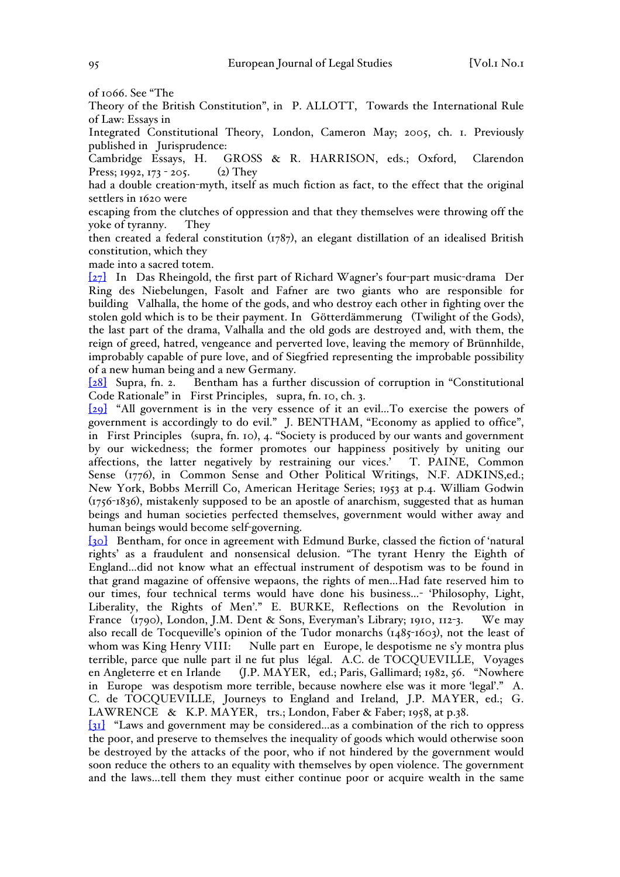of 1066. See "The Theory of the British Constitution", in P. ALLOTT, *Towards the International Rule of Law: Essays in Integrated Constitutional Theory*, London, Cameron May; 2005, ch. 1. Previously published in *Jurisprudence: Cambridge Essays*, H. GROSS & R. HARRISON, eds.; Oxford, Clarendon Press; 1992, 173 - 205. (2) They had a double creation-myth, itself as much fiction as fact, to the effect that the original settlers in 1620 were escaping from the clutches of oppression and that they themselves were throwing off the yoke of tyranny. They then created a federal constitution (1787), an elegant distillation of an idealised British constitution, which they made into a sacred totem.

[27] In *Das Rheingold*, the first part of Richard Wagner's four-part music-drama *Der Ring des Niebelungen*, Fasolt and Fafner are two giants who are responsible for building Valhalla, the home of the gods, and who destroy each other in fighting over the stolen gold which is to be their payment. In *Götterdämmerung* (Twilight of the Gods), the last part of the drama, Valhalla and the old gods are destroyed and, with them, the reign of greed, hatred, vengeance and perverted love, leaving the memory of Brünnhilde, improbably capable of pure love, and of Siegfried representing the improbable possibility of a new human being and a new Germany.

[28] Supra, fn. 2. Bentham has a further discussion of corruption in "Constitutional Code Rationale" in *First Principles*, supra, fn. 10, ch. 3.

[29] "All government is in the very essence of it an evil...To exercise the powers of government is accordingly to do evil." J. BENTHAM, "Economy as applied to office", in *First Principles* (supra, fn. 10), 4. "Society is produced by our wants and government by our wickedness; the former promotes our happiness positively by uniting our affections, the latter negatively by restraining our vices.' T. PAINE, *Common Sense* (1776), in *Common Sense and Other Political Writings*, N.F. ADKINS,ed.; New York, Bobbs Merrill Co, American Heritage Series; 1953 at p.4. William Godwin (1756-1836), mistakenly supposed to be an apostle of anarchism, suggested that as human beings and human societies perfected themselves, government would wither away and human beings would become self-governing.

[30] Bentham, for once in agreement with Edmund Burke, classed the fiction of 'natural rights' as a fraudulent and nonsensical delusion. "The tyrant Henry the Eighth of England...did not know what an effectual instrument of despotism was to be found in that grand magazine of offensive wepaons, the rights of men...Had fate reserved him to our times, four technical terms would have done his business...- 'Philosophy, Light, Liberality, the Rights of Men'." E. BURKE, *Reflections on the Revolution in France* (1790), London, J.M. Dent & Sons, Everyman's Library; 1910, 112-3. We may also recall de Tocqueville's opinion of the Tudor monarchs (1485-1603), not the least of whom was King Henry VIII: Nulle part en Europe, le despotisme ne s'y montra plus terrible, parce que nulle part il ne fut plus légal. A.C. de TOCQUEVILLE, *Voyages en Angleterre et en Irlande* (J.P. MAYER, ed.; Paris, Gallimard; 1982, 56. "Nowhere in Europe was despotism more terrible, because nowhere else was it more 'legal'." A. C. de TOCQUEVILLE, *Journeys to England and Ireland*, J.P. MAYER, ed.; G. LAWRENCE & K.P. MAYER, trs.; London, Faber & Faber; 1958, at p.38.

[31] "Laws and government may be considered...as a combination of the rich to oppress the poor, and preserve to themselves the inequality of goods which would otherwise soon be destroyed by the attacks of the poor, who if not hindered by the government would soon reduce the others to an equality with themselves by open violence. The government and the laws...tell them they must either continue poor or acquire wealth in the same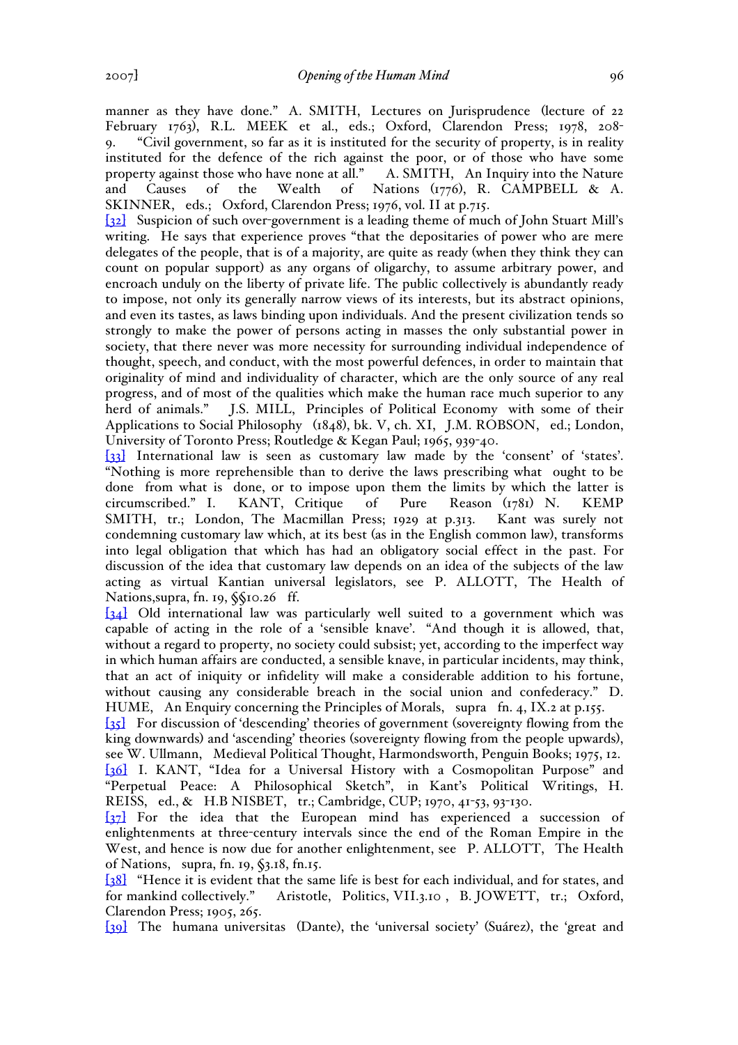manner as they have done." A. SMITH, Lectures on Jurisprudence (lecture of 22 February 1763), R.L. MEEK et al., eds.; Oxford, Clarendon Press; 1978, 208-9. "Civil government, so far as it is instituted for the security of property, is in reality instituted for the defence of the rich against the poor, or of those who have some property against those who have none at all." A. SMITH, An Inquiry into the Nature and Causes of the Wealth of Nations (1776), R. CAMPBELL & A. SKINNER, eds.; Oxford, Clarendon Press; 1976, vol. II at p.715.

[32] Suspicion of such over-government is a leading theme of much of John Stuart Mill's writing. He says that experience proves "that the depositaries of power who are mere delegates of the people, that is of a majority, are quite as ready (when they think they can count on popular support) as any organs of oligarchy, to assume arbitrary power, and encroach unduly on the liberty of private life. The public collectively is abundantly ready to impose, not only its generally narrow views of its interests, but its abstract opinions, and even its tastes, as laws binding upon individuals. And the present civilization tends so strongly to make the power of persons acting in masses the only substantial power in society, that there never was more necessity for surrounding individual independence of thought, speech, and conduct, with the most powerful defences, in order to maintain that originality of mind and individuality of character, which are the only source of any real progress, and of most of the qualities which make the human race much superior to any herd of animals." J.S. MILL, Principles of Political Economy with some of their Applications to Social Philosophy (1848), bk. V, ch. XI, J.M. ROBSON, ed.; London, University of Toronto Press; Routledge & Kegan Paul; 1965, 939-40.

[33] International law is seen as customary law made by the 'consent' of 'states'. "Nothing is more reprehensible than to derive the laws prescribing what ought to be done from what is done, or to impose upon them the limits by which the latter is circumscribed." I. KANT, Critique of Pure Reason (1781) N. KEMP SMITH, tr.; London, The Macmillan Press; 1929 at p.313. Kant was surely not condemning customary law which, at its best (as in the English common law), transforms into legal obligation that which has had an obligatory social effect in the past. For discussion of the idea that customary law depends on an idea of the subjects of the law acting as virtual Kantian universal legislators, see P. ALLOTT, The Health of Nations,supra, fn. 19, §§10.26 ff.

[34] Old international law was particularly well suited to a government which was capable of acting in the role of a 'sensible knave'. "And though it is allowed, that, without a regard to property, no society could subsist; yet, according to the imperfect way in which human affairs are conducted, a sensible knave, in particular incidents, may think, that an act of iniquity or infidelity will make a considerable addition to his fortune, without causing any considerable breach in the social union and confederacy." D. HUME, An Enquiry concerning the Principles of Morals, supra fn. 4, IX.2 at p.155.

[35] For discussion of 'descending' theories of government (sovereignty flowing from the king downwards) and 'ascending' theories (sovereignty flowing from the people upwards), see W. Ullmann, Medieval Political Thought, Harmondsworth, Penguin Books; 1975, 12.

[36] I. KANT, "Idea for a Universal History with a Cosmopolitan Purpose" and "Perpetual Peace: A Philosophical Sketch", in Kant's Political Writings, H. REISS, ed., & H.B NISBET, tr.; Cambridge, CUP; 1970, 41-53, 93-130.

[37] For the idea that the European mind has experienced a succession of enlightenments at three-century intervals since the end of the Roman Empire in the West, and hence is now due for another enlightenment, see P. ALLOTT, The Health of Nations, supra, fn. 19, §3.18, fn.15.

[38] "Hence it is evident that the same life is best for each individual, and for states, and for mankind collectively." Aristotle, Politics, VII.3.10 , B. JOWETT, tr.; Oxford, Clarendon Press; 1905, 265.

[39] The humana universitas (Dante), the 'universal society' (Suárez), the 'great and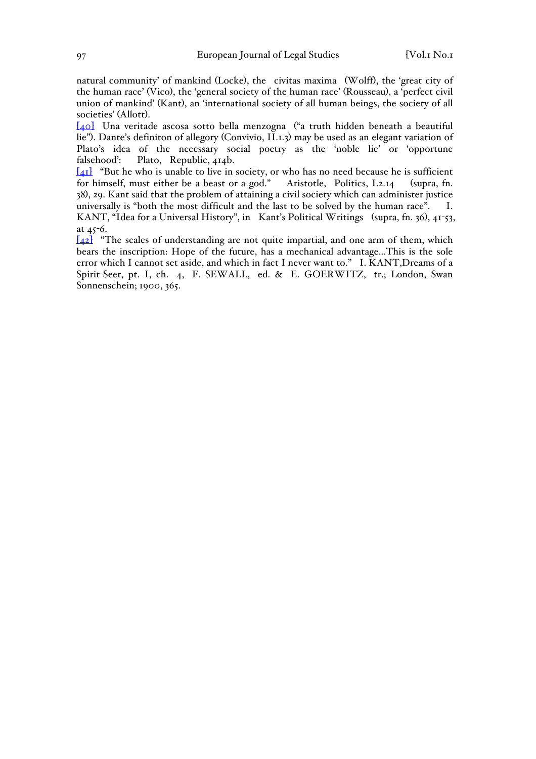natural community' of mankind (Locke), the *civitas maxima* (Wolff), the 'great city of the human race' (Vico), the 'general society of the human race' (Rousseau), a 'perfect civil union of mankind' (Kant), an 'international society of all human beings, the society of all societies' (Allott).

[40] *Una veritade ascosa sotto bella menzogna* ("a truth hidden beneath a beautiful lie"). Dante's definiton of allegory (Convivio, II.1.3) may be used as an elegant variation of Plato's idea of the necessary social poetry as the 'noble lie' or 'opportune falsehood': Plato, *Republic*, 414b.

[41] "But he who is unable to live in society, or who has no need because he is sufficient for himself, must either be a beast or a god." Aristotle, *Politics*, I.2.14 (supra, fn. 38), 29. Kant said that the problem of attaining a civil society which can administer justice universally is "both the most difficult and the last to be solved by the human race". I. KANT, "Idea for a Universal History", in *Kant's Political Writings* (supra, fn. 36), 41-53, at 45-6.

[42] "The scales of understanding are not quite impartial, and one arm of them, which bears the inscription: Hope of the future, has a mechanical advantage…This is the sole error which I cannot set aside, and which in fact I never want to." I. KANT,*Dreams of a Spirit-Seer*, pt. I, ch. 4, F. SEWALL, ed. & E. GOERWITZ, tr.; London, Swan Sonnenschein; 1900, 365.